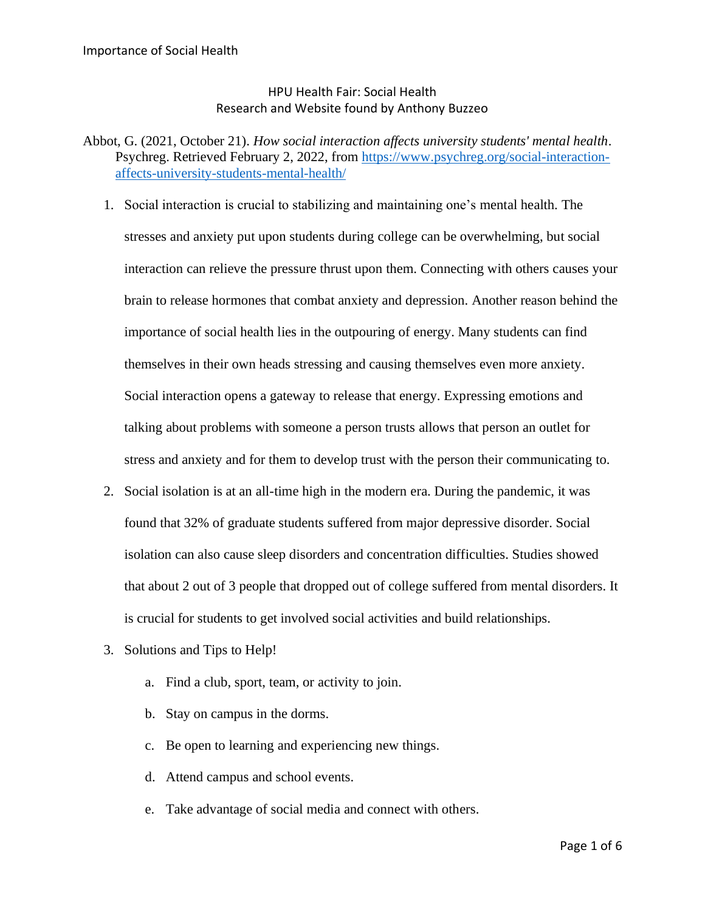HPU Health Fair: Social Health
Research and Website found by Anthony Buzzeo

Abbot, G. (2021, October 21). *How social interaction affects university students' mental health*. Psychreg. Retrieved February 2, 2022, from [https://www.psychreg.org/social-interaction-affects-university-students-mental-health/](https://www.psychreg.org/social-interaction-affects-university-students-mental-health/)

1. Social interaction is crucial to stabilizing and maintaining one's mental health. The stresses and anxiety put upon students during college can be overwhelming, but social interaction can relieve the pressure thrust upon them. Connecting with others causes your brain to release hormones that combat anxiety and depression. Another reason behind the importance of social health lies in the outpouring of energy. Many students can find themselves in their own heads stressing and causing themselves even more anxiety. Social interaction opens a gateway to release that energy. Expressing emotions and talking about problems with someone a person trusts allows that person an outlet for stress and anxiety and for them to develop trust with the person their communicating to.
2. Social isolation is at an all-time high in the modern era. During the pandemic, it was found that 32% of graduate students suffered from major depressive disorder. Social isolation can also cause sleep disorders and concentration difficulties. Studies showed that about 2 out of 3 people that dropped out of college suffered from mental disorders. It is crucial for students to get involved social activities and build relationships.
3. Solutions and Tips to Help!
    a. Find a club, sport, team, or activity to join.
    b. Stay on campus in the dorms.
    c. Be open to learning and experiencing new things.
    d. Attend campus and school events.
    e. Take advantage of social media and connect with others.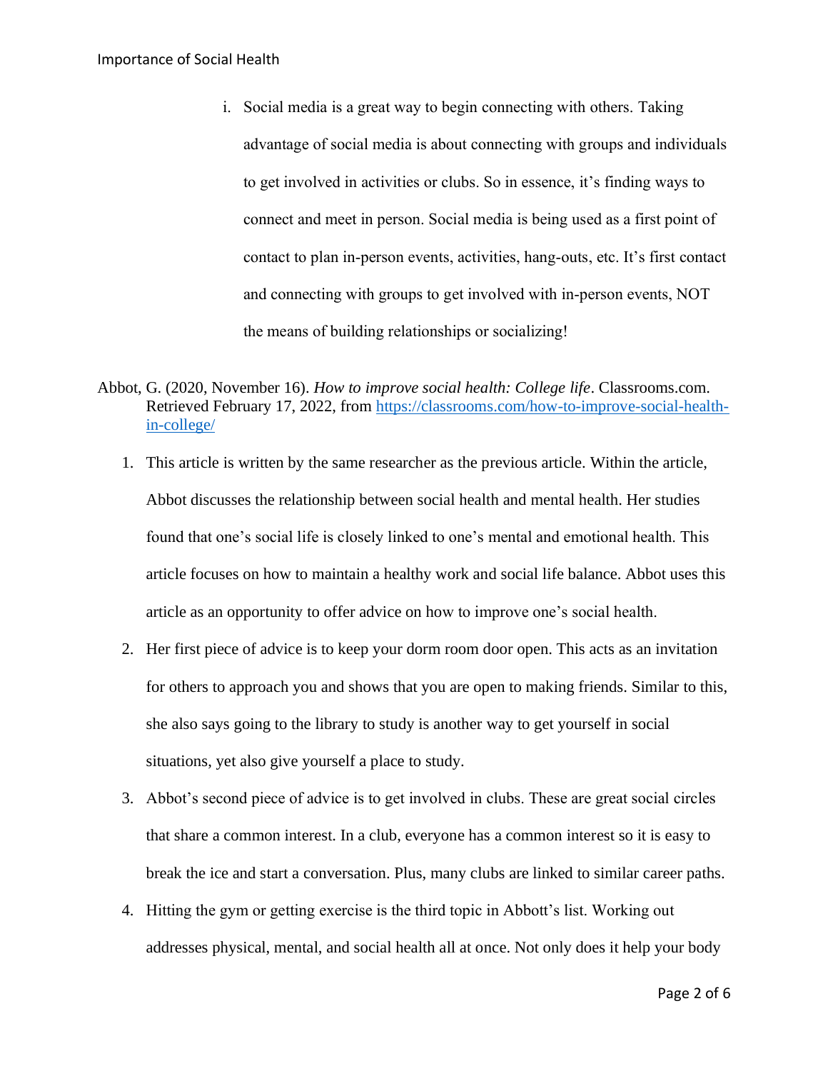i. Social media is a great way to begin connecting with others. Taking advantage of social media is about connecting with groups and individuals to get involved in activities or clubs. So in essence, it's finding ways to connect and meet in person. Social media is being used as a first point of contact to plan in-person events, activities, hang-outs, etc. It's first contact and connecting with groups to get involved with in-person events, NOT the means of building relationships or socializing!

Abbot, G. (2020, November 16). *How to improve social health: College life*. Classrooms.com. Retrieved February 17, 2022, from [https://classrooms.com/how-to-improve-social-health-in-college/](https://classrooms.com/how-to-improve-social-health-in-college/)

1. This article is written by the same researcher as the previous article. Within the article, Abbot discusses the relationship between social health and mental health. Her studies found that one's social life is closely linked to one's mental and emotional health. This article focuses on how to maintain a healthy work and social life balance. Abbot uses this article as an opportunity to offer advice on how to improve one's social health.
2. Her first piece of advice is to keep your dorm room door open. This acts as an invitation for others to approach you and shows that you are open to making friends. Similar to this, she also says going to the library to study is another way to get yourself in social situations, yet also give yourself a place to study.
3. Abbot's second piece of advice is to get involved in clubs. These are great social circles that share a common interest. In a club, everyone has a common interest so it is easy to break the ice and start a conversation. Plus, many clubs are linked to similar career paths.
4. Hitting the gym or getting exercise is the third topic in Abbott's list. Working out addresses physical, mental, and social health all at once. Not only does it help your body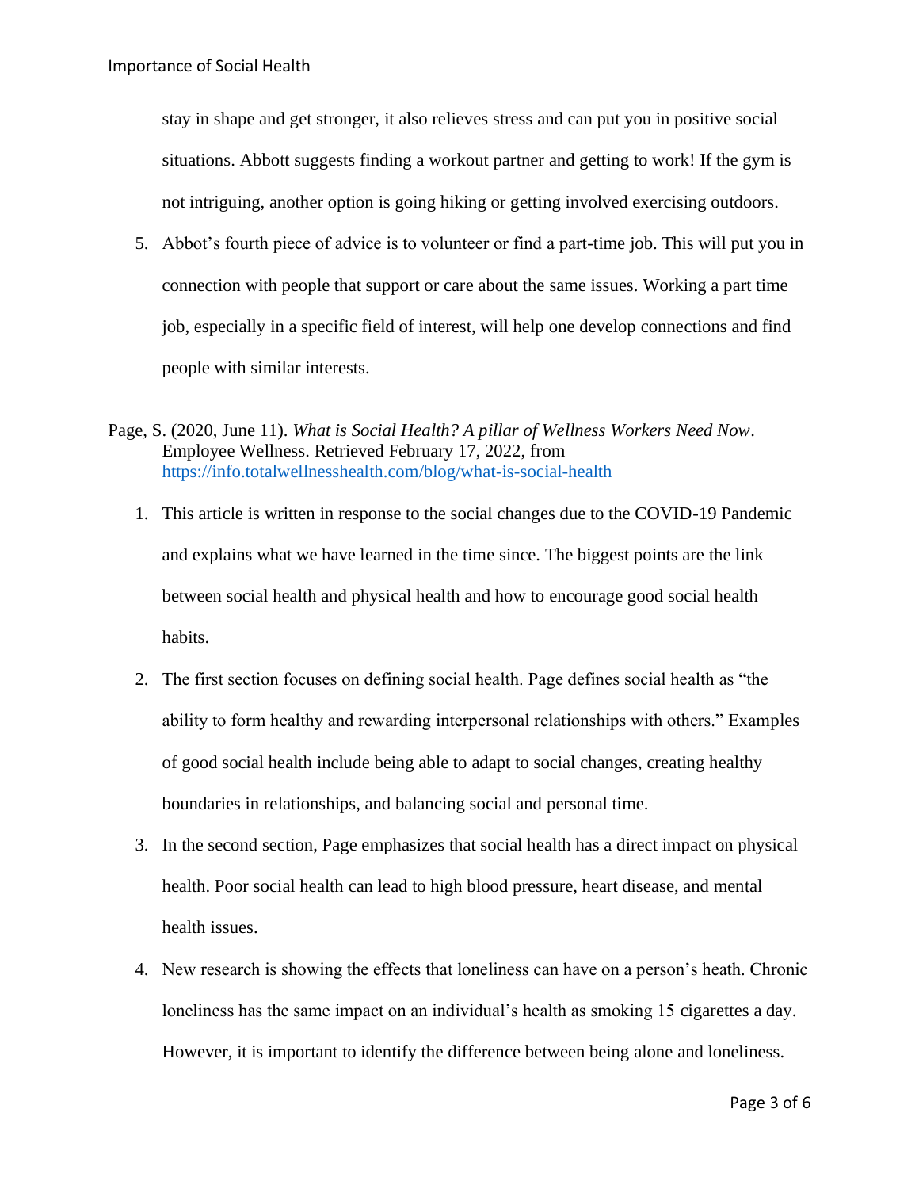stay in shape and get stronger, it also relieves stress and can put you in positive social situations. Abbott suggests finding a workout partner and getting to work! If the gym is not intriguing, another option is going hiking or getting involved exercising outdoors.

5. Abbot's fourth piece of advice is to volunteer or find a part-time job. This will put you in connection with people that support or care about the same issues. Working a part time job, especially in a specific field of interest, will help one develop connections and find people with similar interests.

Page, S. (2020, June 11). *What is Social Health? A pillar of Wellness Workers Need Now*. Employee Wellness. Retrieved February 17, 2022, from https://info.totalwellnesshealth.com/blog/what-is-social-health

1. This article is written in response to the social changes due to the COVID-19 Pandemic and explains what we have learned in the time since. The biggest points are the link between social health and physical health and how to encourage good social health habits.
2. The first section focuses on defining social health. Page defines social health as "the ability to form healthy and rewarding interpersonal relationships with others." Examples of good social health include being able to adapt to social changes, creating healthy boundaries in relationships, and balancing social and personal time.
3. In the second section, Page emphasizes that social health has a direct impact on physical health. Poor social health can lead to high blood pressure, heart disease, and mental health issues.
4. New research is showing the effects that loneliness can have on a person's heath. Chronic loneliness has the same impact on an individual's health as smoking 15 cigarettes a day. However, it is important to identify the difference between being alone and loneliness.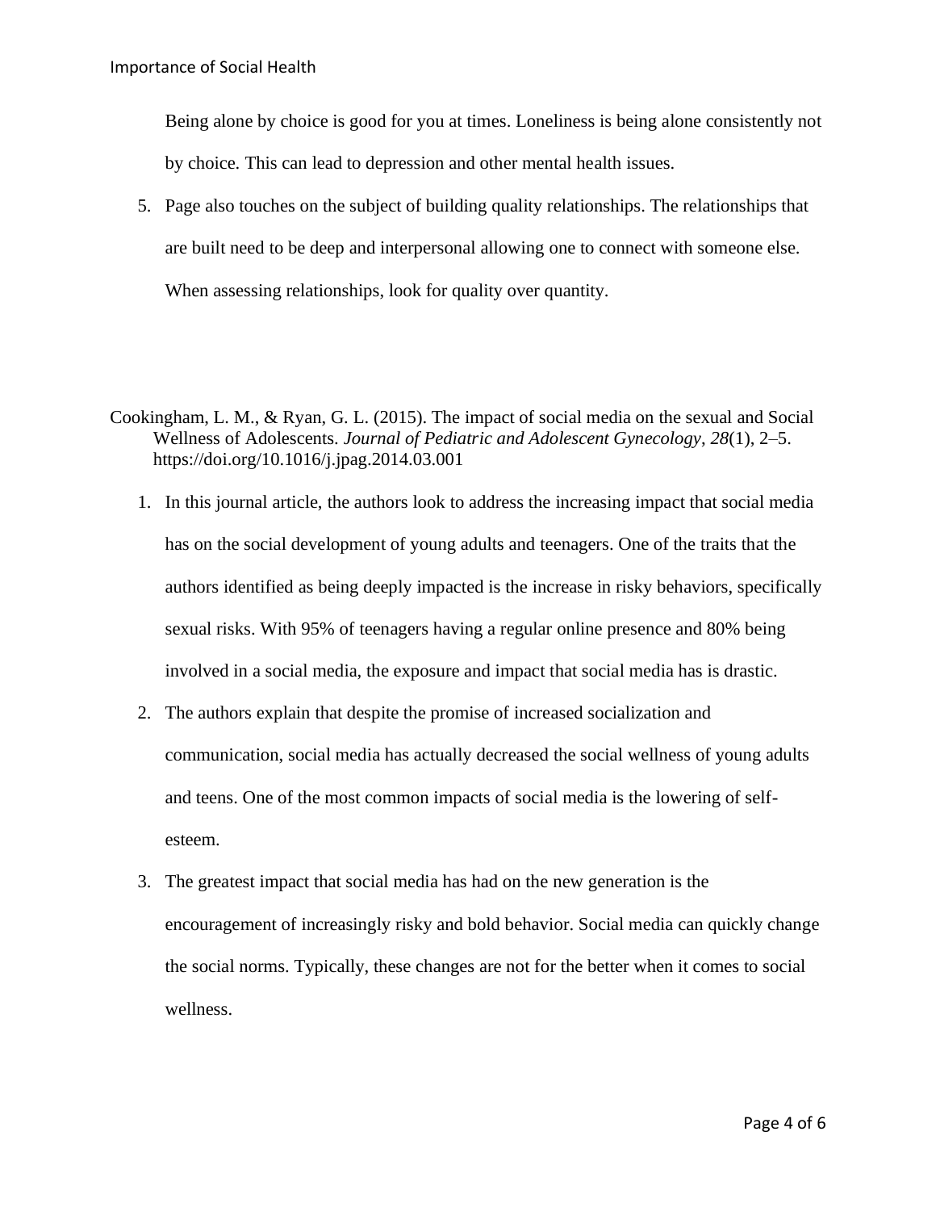Being alone by choice is good for you at times. Loneliness is being alone consistently not by choice. This can lead to depression and other mental health issues.

5. Page also touches on the subject of building quality relationships. The relationships that are built need to be deep and interpersonal allowing one to connect with someone else. When assessing relationships, look for quality over quantity.

Cookingham, L. M., & Ryan, G. L. (2015). The impact of social media on the sexual and Social Wellness of Adolescents. *Journal of Pediatric and Adolescent Gynecology*, *28*(1), 2–5. https://doi.org/10.1016/j.jpag.2014.03.001

1. In this journal article, the authors look to address the increasing impact that social media has on the social development of young adults and teenagers. One of the traits that the authors identified as being deeply impacted is the increase in risky behaviors, specifically sexual risks. With 95% of teenagers having a regular online presence and 80% being involved in a social media, the exposure and impact that social media has is drastic.
2. The authors explain that despite the promise of increased socialization and communication, social media has actually decreased the social wellness of young adults and teens. One of the most common impacts of social media is the lowering of self-esteem.
3. The greatest impact that social media has had on the new generation is the encouragement of increasingly risky and bold behavior. Social media can quickly change the social norms. Typically, these changes are not for the better when it comes to social wellness.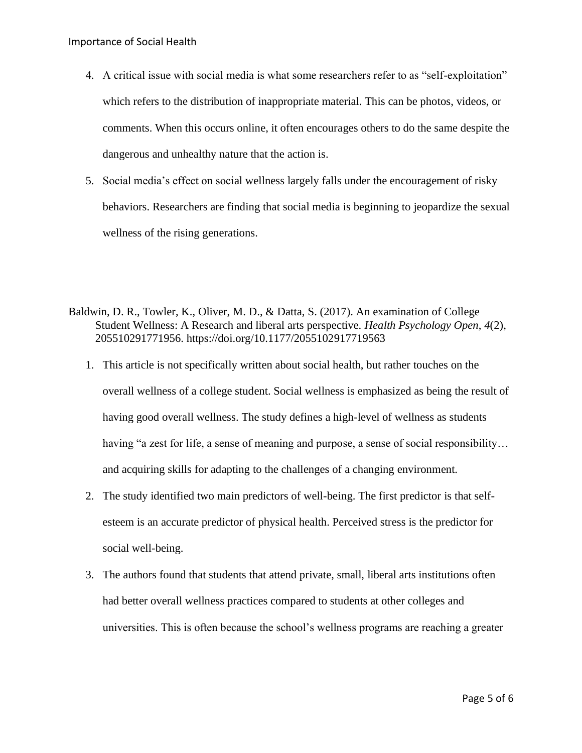4. A critical issue with social media is what some researchers refer to as "self-exploitation" which refers to the distribution of inappropriate material. This can be photos, videos, or comments. When this occurs online, it often encourages others to do the same despite the dangerous and unhealthy nature that the action is.
5. Social media's effect on social wellness largely falls under the encouragement of risky behaviors. Researchers are finding that social media is beginning to jeopardize the sexual wellness of the rising generations.

Baldwin, D. R., Towler, K., Oliver, M. D., & Datta, S. (2017). An examination of College Student Wellness: A Research and liberal arts perspective. *Health Psychology Open*, *4*(2), 205510291771956. https://doi.org/10.1177/2055102917719563

1. This article is not specifically written about social health, but rather touches on the overall wellness of a college student. Social wellness is emphasized as being the result of having good overall wellness. The study defines a high-level of wellness as students having "a zest for life, a sense of meaning and purpose, a sense of social responsibility… and acquiring skills for adapting to the challenges of a changing environment.
2. The study identified two main predictors of well-being. The first predictor is that self-esteem is an accurate predictor of physical health. Perceived stress is the predictor for social well-being.
3. The authors found that students that attend private, small, liberal arts institutions often had better overall wellness practices compared to students at other colleges and universities. This is often because the school's wellness programs are reaching a greater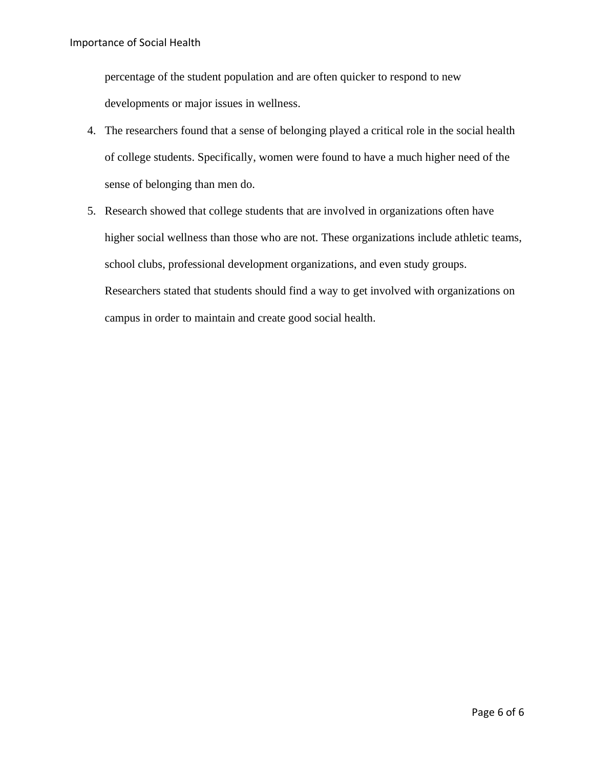percentage of the student population and are often quicker to respond to new developments or major issues in wellness.

4. The researchers found that a sense of belonging played a critical role in the social health of college students. Specifically, women were found to have a much higher need of the sense of belonging than men do.
5. Research showed that college students that are involved in organizations often have higher social wellness than those who are not. These organizations include athletic teams, school clubs, professional development organizations, and even study groups. Researchers stated that students should find a way to get involved with organizations on campus in order to maintain and create good social health.